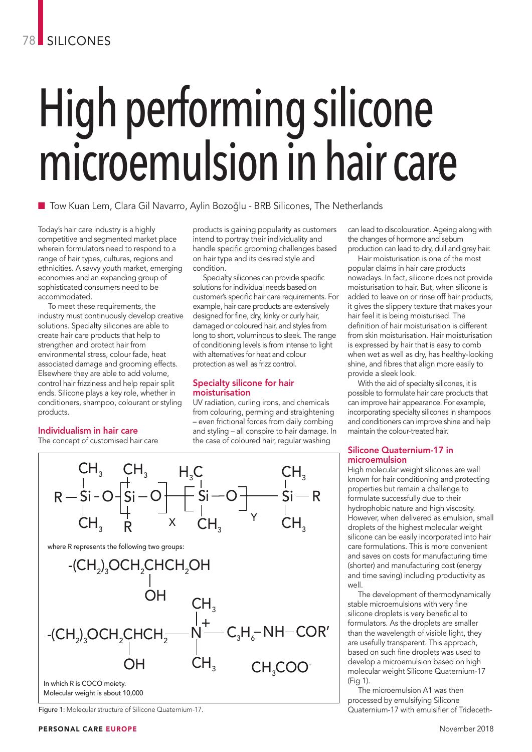# High performing silicone microemulsion in hair care

■ Tow Kuan Lem, Clara Gil Navarro, Aylin Bozoğlu - BRB Silicones, The Netherlands

Today's hair care industry is a highly competitive and segmented market place wherein formulators need to respond to a range of hair types, cultures, regions and ethnicities. A savvy youth market, emerging economies and an expanding group of sophisticated consumers need to be accommodated.

To meet these requirements, the industry must continuously develop creative solutions. Specialty silicones are able to create hair care products that help to strengthen and protect hair from environmental stress, colour fade, heat associated damage and grooming effects. Elsewhere they are able to add volume, control hair frizziness and help repair split ends. Silicone plays a key role, whether in conditioners, shampoo, colourant or styling products.

## Individualism in hair care

The concept of customised hair care products is gaining popularity as customers intend to portray their individuality and handle specific grooming challenges based on hair type and its desired style and condition.

Specialty silicones can provide specific solutions for individual needs based on customer's specific hair care requirements. For example, hair care products are extensively designed for fine, dry, kinky or curly hair, damaged or coloured hair, and styles from long to short, voluminous to sleek. The range of conditioning levels is from intense to light with alternatives for heat and colour protection as well as frizz control.

## Specialty silicone for hair moisturisation

UV radiation, curling irons, and chemicals from colouring, perming and straightening – even frictional forces from daily combing and styling – all conspire to hair damage. In the case of coloured hair, regular washing can lead to discolouration. Ageing along with the changes of hormone and sebum production can lead to dry, dull and grey hair.

Hair moisturisation is one of the most popular claims in hair care products nowadays. In fact, silicone does not provide moisturisation to hair. But, when silicone is added to leave on or rinse off hair products, it gives the slippery texture that makes your hair feel it is being moisturised. The definition of hair moisturisation is different from skin moisturisation. Hair moisturisation is expressed by hair that is easy to comb when wet as well as dry, has healthy-looking shine, and fibres that align more easily to provide a sleek look.

With the aid of specialty silicones, it is possible to formulate hair care products that can improve hair appearance. For example, incorporating specialty silicones in shampoos and conditioners can improve shine and help maintain the colour-treated hair.

## Silicone Quaternium-17 in microemulsion

High molecular weight silicones are well known for hair conditioning and protecting properties but remain a challenge to formulate successfully due to their hydrophobic nature and high viscosity. However, when delivered as emulsion, small droplets of the highest molecular weight silicone can be easily incorporated into hair care formulations. This is more convenient and saves on costs for manufacturing time (shorter) and manufacturing cost (energy and time saving) including productivity as well.

The development of thermodynamically stable microemulsions with very fine silicone droplets is very beneficial to formulators. As the droplets are smaller than the wavelength of visible light, they are usefully transparent. This approach, based on such fine droplets was used to develop a microemulsion based on high molecular weight Silicone Quaternium-17 (Fig 1).

The microemulsion A1 was then processed by emulsifying Silicone Quaternium-17 with emulsifier of Trideceth-

$$R-Si(CH_3)_2-O-[Si(CH_3)(R)-O]_X-[Si(CH_3)_2-O]_Y-Si(CH_3)_2-R$$

where R represents the following two groups:

$$-(CH_2)_3OCH_2CH(OH)CH_2OH$$

$$-(CH_2)_3OCH_2CH(OH)CH_2-N^+(CH_3)_2-C_3H_6-NH-COR' \quad CH_3COO^-$$

In which R is COCO moiety.
Molecular weight is about 10,000

Figure 1: Molecular structure of Silicone Quaternium-17.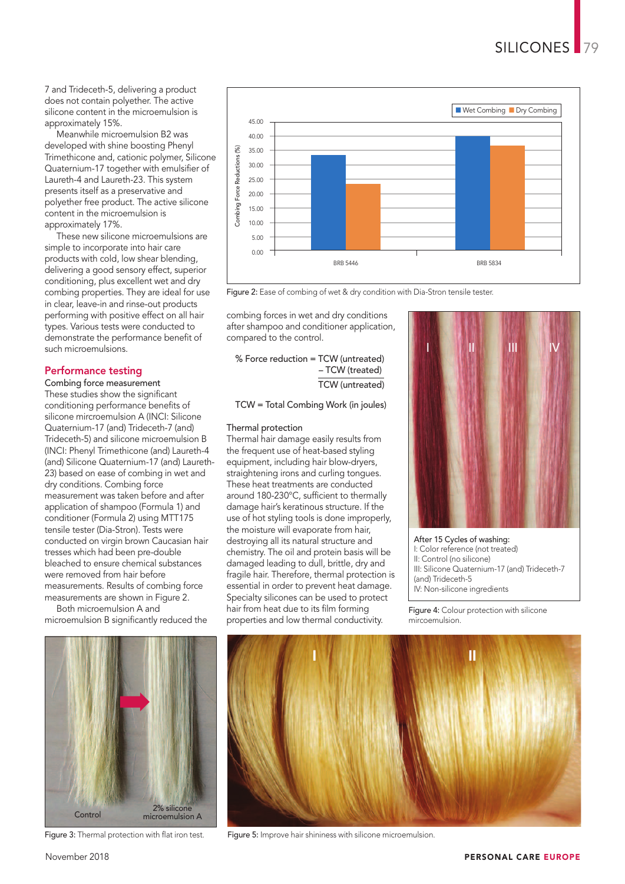7 and Trideceth-5, delivering a product does not contain polyether. The active silicone content in the microemulsion is approximately 15%.

Meanwhile microemulsion B2 was developed with shine boosting Phenyl Trimethicone and, cationic polymer, Silicone Quaternium-17 together with emulsifier of Laureth-4 and Laureth-23. This system presents itself as a preservative and polyether free product. The active silicone content in the microemulsion is approximately 17%.

These new silicone microemulsions are simple to incorporate into hair care products with cold, low shear blending, delivering a good sensory effect, superior conditioning, plus excellent wet and dry combing properties. They are ideal for use in clear, leave-in and rinse-out products performing with positive effect on all hair types. Various tests were conducted to demonstrate the performance benefit of such microemulsions.

## Performance testing

### Combing force measurement

These studies show the significant conditioning performance benefits of silicone mircroemulsion A (INCI: Silicone Quaternium-17 (and) Trideceth-7 (and) Trideceth-5) and silicone microemulsion B (INCI: Phenyl Trimethicone (and) Laureth-4 (and) Silicone Quaternium-17 (and) Laureth-23) based on ease of combing in wet and dry conditions. Combing force measurement was taken before and after application of shampoo (Formula 1) and conditioner (Formula 2) using MTT175 tensile tester (Dia-Stron). Tests were conducted on virgin brown Caucasian hair tresses which had been pre-double bleached to ensure chemical substances were removed from hair before measurements. Results of combing force measurements are shown in Figure 2.

Both microemulsion A and microemulsion B significantly reduced the combing forces in wet and dry conditions after shampoo and conditioner application, compared to the control.

$$\% \text{ Force reduction} = \frac{\text{TCW (untreated)} - \text{TCW (treated)}}{\text{TCW (untreated)}}$$

TCW = Total Combing Work (in joules)

Figure 2: Ease of combing of wet & dry condition with Dia-Stron tensile tester.

### Thermal protection

Thermal hair damage easily results from the frequent use of heat-based styling equipment, including hair blow-dryers, straightening irons and curling tongues. These heat treatments are conducted around 180-230°C, sufficient to thermally damage hair's keratinous structure. If the use of hot styling tools is done improperly, the moisture will evaporate from hair, destroying all its natural structure and chemistry. The oil and protein basis will be damaged leading to dull, brittle, dry and fragile hair. Therefore, thermal protection is essential in order to prevent heat damage. Specialty silicones can be used to protect hair from heat due to its film forming properties and low thermal conductivity.

After 15 Cycles of washing:
I: Color reference (not treated)
II: Control (no silicone)
III: Silicone Quaternium-17 (and) Trideceth-7 (and) Trideceth-5
IV: Non-silicone ingredients

Figure 4: Colour protection with silicone mircroemulsion.

Figure 3: Thermal protection with flat iron test.

Figure 5: Improve hair shininess with silicone microemulsion.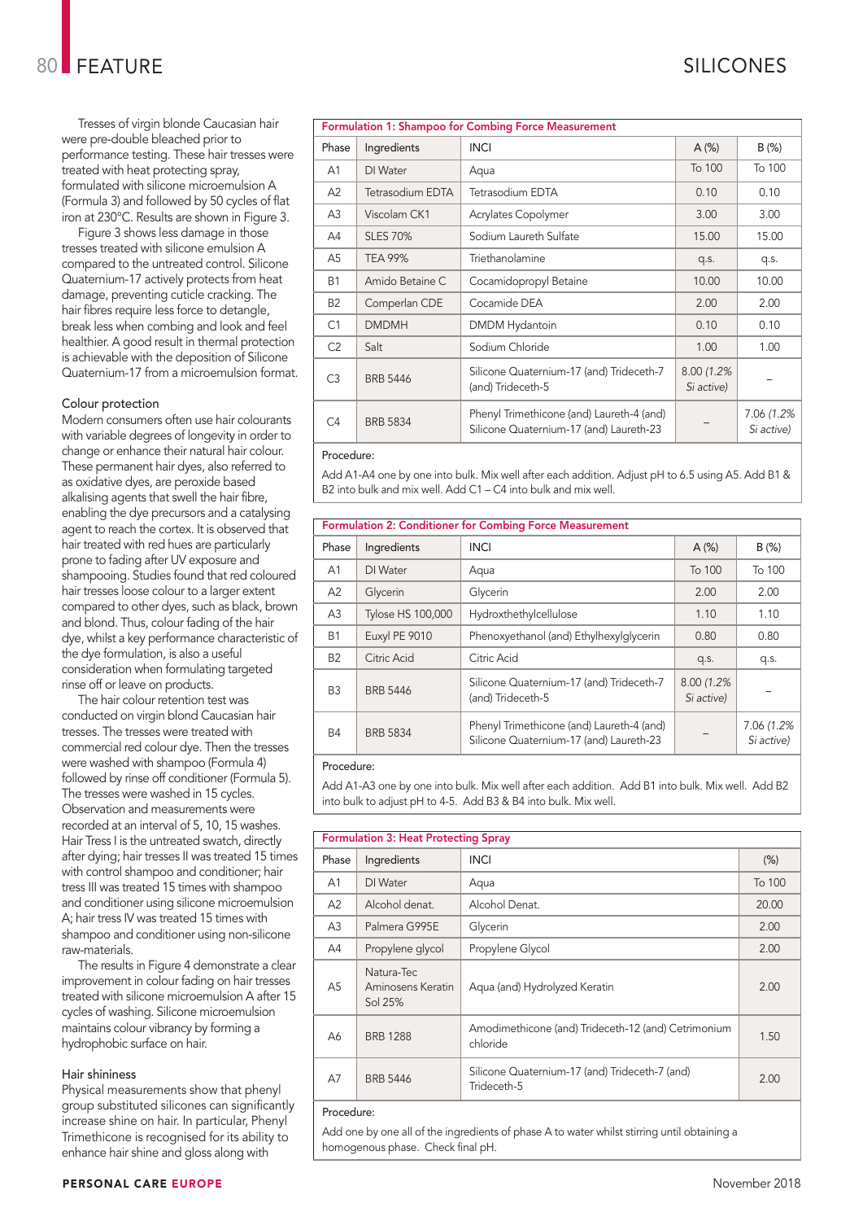Tresses of virgin blonde Caucasian hair were pre-double bleached prior to performance testing. These hair tresses were treated with heat protecting spray, formulated with silicone microemulsion A (Formula 3) and followed by 50 cycles of flat iron at 230°C. Results are shown in Figure 3.

Figure 3 shows less damage in those tresses treated with silicone emulsion A compared to the untreated control. Silicone Quaternium-17 actively protects from heat damage, preventing cuticle cracking. The hair fibres require less force to detangle, break less when combing and look and feel healthier. A good result in thermal protection is achievable with the deposition of Silicone Quaternium-17 from a microemulsion format.

### Colour protection

Modern consumers often use hair colourants with variable degrees of longevity in order to change or enhance their natural hair colour. These permanent hair dyes, also referred to as oxidative dyes, are peroxide based alkalising agents that swell the hair fibre, enabling the dye precursors and a catalysing agent to reach the cortex. It is observed that hair treated with red hues are particularly prone to fading after UV exposure and shampooing. Studies found that red coloured hair tresses loose colour to a larger extent compared to other dyes, such as black, brown and blond. Thus, colour fading of the hair dye, whilst a key performance characteristic of the dye formulation, is also a useful consideration when formulating targeted rinse off or leave on products.

The hair colour retention test was conducted on virgin blond Caucasian hair tresses. The tresses were treated with commercial red colour dye. Then the tresses were washed with shampoo (Formula 4) followed by rinse off conditioner (Formula 5). The tresses were washed in 15 cycles. Observation and measurements were recorded at an interval of 5, 10, 15 washes. Hair Tress I is the untreated swatch, directly after dying; hair tresses II was treated 15 times with control shampoo and conditioner; hair tress III was treated 15 times with shampoo and conditioner using silicone microemulsion A; hair tress IV was treated 15 times with shampoo and conditioner using non-silicone raw-materials.

The results in Figure 4 demonstrate a clear improvement in colour fading on hair tresses treated with silicone microemulsion A after 15 cycles of washing. Silicone microemulsion maintains colour vibrancy by forming a hydrophobic surface on hair.

### Hair shininess

Physical measurements show that phenyl group substituted silicones can significantly increase shine on hair. In particular, Phenyl Trimethicone is recognised for its ability to enhance hair shine and gloss along with

**Formulation 1: Shampoo for Combing Force Measurement**

| Phase | Ingredients | INCI | A (%) | B (%) |
|---|---|---|---|---|
| A1 | DI Water | Aqua | To 100 | To 100 |
| A2 | Tetrasodium EDTA | Tetrasodium EDTA | 0.10 | 0.10 |
| A3 | Viscolam CK1 | Acrylates Copolymer | 3.00 | 3.00 |
| A4 | SLES 70% | Sodium Laureth Sulfate | 15.00 | 15.00 |
| A5 | TEA 99% | Triethanolamine | q.s. | q.s. |
| B1 | Amido Betaine C | Cocamidopropyl Betaine | 10.00 | 10.00 |
| B2 | Comperlan CDE | Cocamide DEA | 2.00 | 2.00 |
| C1 | DMDMH | DMDM Hydantoin | 0.10 | 0.10 |
| C2 | Salt | Sodium Chloride | 1.00 | 1.00 |
| C3 | BRB 5446 | Silicone Quaternium-17 (and) Trideceth-7 (and) Trideceth-5 | 8.00 *(1.2% Si active)* | – |
| C4 | BRB 5834 | Phenyl Trimethicone (and) Laureth-4 (and) Silicone Quaternium-17 (and) Laureth-23 | – | 7.06 *(1.2% Si active)* |

Procedure:

Add A1-A4 one by one into bulk. Mix well after each addition. Adjust pH to 6.5 using A5. Add B1 & B2 into bulk and mix well. Add C1 – C4 into bulk and mix well.

**Formulation 2: Conditioner for Combing Force Measurement**

| Phase | Ingredients | INCI | A (%) | B (%) |
|---|---|---|---|---|
| A1 | DI Water | Aqua | To 100 | To 100 |
| A2 | Glycerin | Glycerin | 2.00 | 2.00 |
| A3 | Tylose HS 100,000 | Hydroxthethylcellulose | 1.10 | 1.10 |
| B1 | Euxyl PE 9010 | Phenoxyethanol (and) Ethylhexylglycerin | 0.80 | 0.80 |
| B2 | Citric Acid | Citric Acid | q.s. | q.s. |
| B3 | BRB 5446 | Silicone Quaternium-17 (and) Trideceth-7 (and) Trideceth-5 | 8.00 *(1.2% Si active)* | – |
| B4 | BRB 5834 | Phenyl Trimethicone (and) Laureth-4 (and) Silicone Quaternium-17 (and) Laureth-23 | – | 7.06 *(1.2% Si active)* |

Procedure:

Add A1-A3 one by one into bulk. Mix well after each addition. Add B1 into bulk. Mix well. Add B2 into bulk to adjust pH to 4-5. Add B3 & B4 into bulk. Mix well.

**Formulation 3: Heat Protecting Spray**

| Phase | Ingredients | INCI | (%) |
|---|---|---|---|
| A1 | DI Water | Aqua | To 100 |
| A2 | Alcohol denat. | Alcohol Denat. | 20.00 |
| A3 | Palmera G995E | Glycerin | 2.00 |
| A4 | Propylene glycol | Propylene Glycol | 2.00 |
| A5 | Natura-Tec Aminosens Keratin Sol 25% | Aqua (and) Hydrolyzed Keratin | 2.00 |
| A6 | BRB 1288 | Amodimethicone (and) Trideceth-12 (and) Cetrimonium chloride | 1.50 |
| A7 | BRB 5446 | Silicone Quaternium-17 (and) Trideceth-7 (and) Trideceth-5 | 2.00 |

Procedure:

Add one by one all of the ingredients of phase A to water whilst stirring until obtaining a homogenous phase. Check final pH.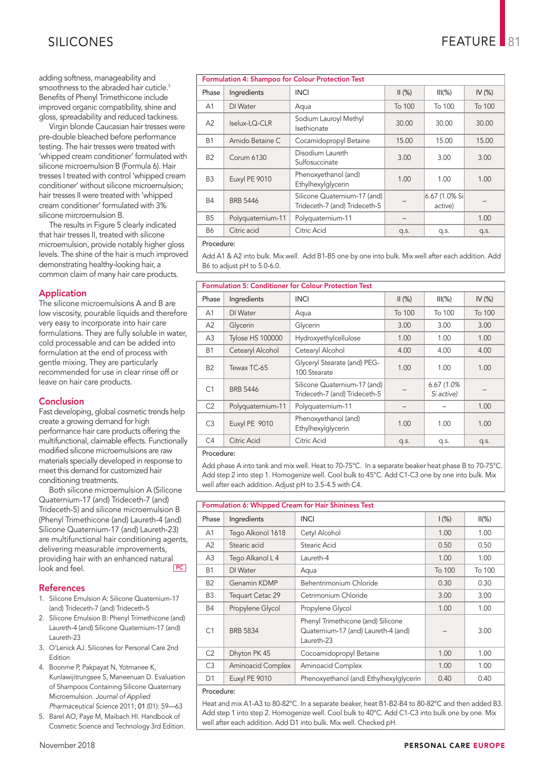adding softness, manageability and smoothness to the abraded hair cuticle.[5] Benefits of Phenyl Trimethicone include improved organic compatibility, shine and gloss, spreadability and reduced tackiness.

Virgin blonde Caucasian hair tresses were pre-double bleached before performance testing. The hair tresses were treated with 'whipped cream conditioner' formulated with silicone microemulsion B (Formula 6). Hair tresses I treated with control 'whipped cream conditioner' without silicone microemulsion; hair tresses II were treated with 'whipped cream conditioner' formulated with 3% silicone mircroemulsion B.

The results in Figure 5 clearly indicated that hair tresses II, treated with silicone microemulsion, provide notably higher gloss levels. The shine of the hair is much improved demonstrating healthy-looking hair, a common claim of many hair care products.

## Application

The silicone microemulsions A and B are low viscosity, pourable liquids and therefore very easy to incorporate into hair care formulations. They are fully soluble in water, cold processable and can be added into formulation at the end of process with gentle mixing. They are particularly recommended for use in clear rinse off or leave on hair care products.

## Conclusion

Fast developing, global cosmetic trends help create a growing demand for high performance hair care products offering the multifunctional, claimable effects. Functionally modified silicone microemulsions are raw materials specially developed in response to meet this demand for customized hair conditioning treatments.

Both silicone microemulsion A (Silicone Quaternium-17 (and) Trideceth-7 (and) Trideceth-5) and silicone microemulsion B (Phenyl Trimethicone (and) Laureth-4 (and) Silicone Quaternium-17 (and) Laureth-23) are multifunctional hair conditioning agents, delivering measurable improvements, providing hair with an enhanced natural look and feel. PC

## References

1. Silicone Emulsion A: Silicone Quaternium-17 (and) Trideceth-7 (and) Trideceth-5
2. Silicone Emulsion B: Phenyl Trimethicone (and) Laureth-4 (and) Silicone Quaternium-17 (and) Laureth-23
3. O'Lenick AJ. Silicones for Personal Care 2nd Edition
4. Boonme P, Pakpayat N, Yotmanee K, Kunlawijitrungsee S, Maneenuan D. Evaluation of Shampoos Containing Silicone Quaternary Microemulsion. *Journal of Applied Pharmaceutical Science* 2011; 01 (01): 59—63
5. Barel AO, Paye M, Maibach HI. Handbook of Cosmetic Science and Technology 3rd Edition.

**Formulation 4: Shampoo for Colour Protection Test**

| Phase | Ingredients | INCI | II (%) | III(%) | IV (%) |
|---|---|---|---|---|---|
| A1 | DI Water | Aqua | To 100 | To 100 | To 100 |
| A2 | Iselux-LQ-CLR | Sodium Lauroyl Methyl Isethionate | 30.00 | 30.00 | 30.00 |
| B1 | Amido Betaine C | Cocamidopropyl Betaine | 15.00 | 15.00 | 15.00 |
| B2 | Corum 6130 | Disodium Laureth Sulfosuccinate | 3.00 | 3.00 | 3.00 |
| B3 | Euxyl PE 9010 | Phenoxyethanol (and) Ethylhexylglycerin | 1.00 | 1.00 | 1.00 |
| B4 | BRB 5446 | Silicone Quaternium-17 (and) Trideceth-7 (and) Trideceth-5 | – | 6.67 (1.0% Si active) | – |
| B5 | Polyquaternium-11 | Polyquaternium-11 | – | | 1.00 |
| B6 | Citric acid | Citric Acid | q.s. | q.s. | q.s. |

Procedure:

Add A1 & A2 into bulk. Mix well. Add B1-B5 one by one into bulk. Mix well after each addition. Add B6 to adjust pH to 5.0-6.0.

**Formulation 5: Conditioner for Colour Protection Test**

| Phase | Ingredients | INCI | II (%) | III(%) | IV (%) |
|---|---|---|---|---|---|
| A1 | DI Water | Aqua | To 100 | To 100 | To 100 |
| A2 | Glycerin | Glycerin | 3.00 | 3.00 | 3.00 |
| A3 | Tylose HS 100000 | Hydroxyethylcellulose | 1.00 | 1.00 | 1.00 |
| B1 | Ceatearyl Alcohol | Cetearyl Alcohol | 4.00 | 4.00 | 4.00 |
| B2 | Tewax TC-65 | Glyceryl Stearate (and) PEG-100 Stearate | 1.00 | 1.00 | 1.00 |
| C1 | BRB 5446 | Silicone Quaternium-17 (and) Trideceth-7 (and) Trideceth-5 | – | 6.67 *(1.0% Si active)* | – |
| C2 | Polyquaternium-11 | Polyquaternium-11 | – | – | 1.00 |
| C3 | Euxyl PE 9010 | Phenoxyethanol (and) Ethylhexylglycerin | 1.00 | 1.00 | 1.00 |
| C4 | Citric Acid | Citric Acid | q.s. | q.s. | q.s. |

Procedure:

Add phase A into tank and mix well. Heat to 70-75°C. In a separate beaker heat phase B to 70-75°C. Add step 2 into step 1. Homogenize well. Cool bulk to 45°C. Add C1-C3 one by one into bulk. Mix well after each addition. Adjust pH to 3.5-4.5 with C4.

**Formulation 6: Whipped Cream for Hair Shininess Test**

| Phase | Ingredients | INCI | I (%) | II(%) |
|---|---|---|---|---|
| A1 | Tego Alkonol 1618 | Cetyl Alcohol | 1.00 | 1.00 |
| A2 | Stearic acid | Stearic Acid | 0.50 | 0.50 |
| A3 | Tego Alkanol L 4 | Laureth-4 | 1.00 | 1.00 |
| B1 | DI Water | Aqua | To 100 | To 100 |
| B2 | Genamin KDMP | Behentrimonium Chloride | 0.30 | 0.30 |
| B3 | Tequart Cetac 29 | Cetrimonium Chloride | 3.00 | 3.00 |
| B4 | Propylene Glycol | Propylene Glycol | 1.00 | 1.00 |
| C1 | BRB 5834 | Phenyl Trimethicone (and) Silicone Quaternium-17 (and) Laureth-4 (and) Laureth-23 | – | 3.00 |
| C2 | Dhyton PK 45 | Cocoamidopropyl Betaine | 1.00 | 1.00 |
| C3 | Aminoacid Complex | Aminoacid Complex | 1.00 | 1.00 |
| D1 | Euxyl PE 9010 | Phenoxyethanol (and) Ethylhexylglycerin | 0.40 | 0.40 |

Procedure:

Heat and mix A1-A3 to 80-82°C. In a separate beaker, heat B1-B2-B4 to 80-82°C and then added B3. Add step 1 into step 2. Homogenize well. Cool bulk to 40°C. Add C1-C3 into bulk one by one. Mix well after each addition. Add D1 into bulk. Mix well. Checked pH.